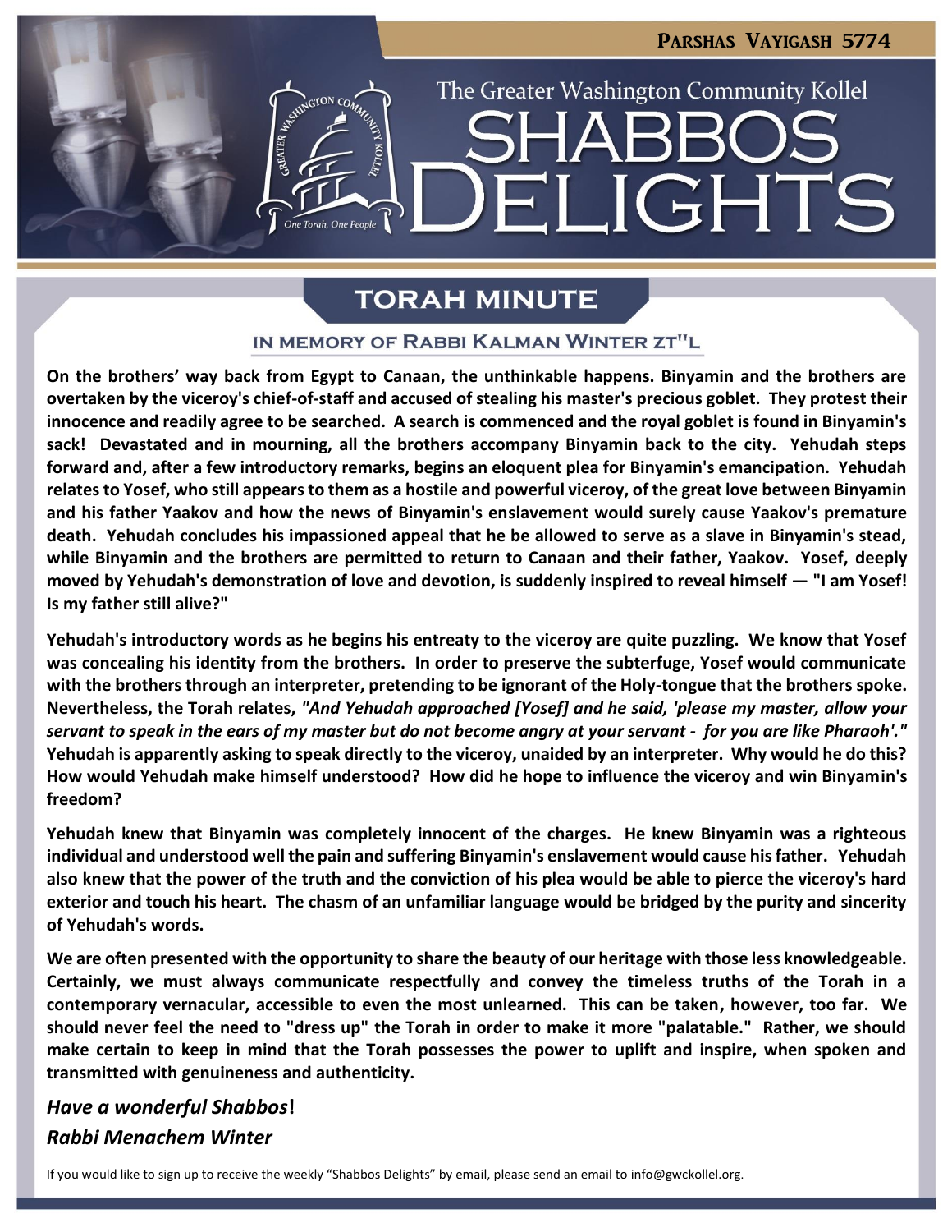PARSHAS VAYIGASH 5774

The Greater Washington Community Kollel

# SHABBOS DELIGHTS

## TORAH MINUTE

### IN MEMORY OF RABBI KALMAN WINTER ZT"L

**On the brothers' way back from Egypt to Canaan, the unthinkable happens. Binyamin and the brothers are overtaken by the viceroy's chief-of-staff and accused of stealing his master's precious goblet. They protest their innocence and readily agree to be searched. A search is commenced and the royal goblet is found in Binyamin's sack! Devastated and in mourning, all the brothers accompany Binyamin back to the city. Yehudah steps forward and, after a few introductory remarks, begins an eloquent plea for Binyamin's emancipation. Yehudah relates to Yosef, who still appears to them as a hostile and powerful viceroy, of the great love between Binyamin and his father Yaakov and how the news of Binyamin's enslavement would surely cause Yaakov's premature death. Yehudah concludes his impassioned appeal that he be allowed to serve as a slave in Binyamin's stead, while Binyamin and the brothers are permitted to return to Canaan and their father, Yaakov. Yosef, deeply moved by Yehudah's demonstration of love and devotion, is suddenly inspired to reveal himself — "I am Yosef! Is my father still alive?"**

**Yehudah's introductory words as he begins his entreaty to the viceroy are quite puzzling. We know that Yosef was concealing his identity from the brothers. In order to preserve the subterfuge, Yosef would communicate with the brothers through an interpreter, pretending to be ignorant of the Holy-tongue that the brothers spoke. Nevertheless, the Torah relates, *"And Yehudah approached [Yosef] and he said, 'please my master, allow your servant to speak in the ears of my master but do not become angry at your servant - for you are like Pharaoh'."* Yehudah is apparently asking to speak directly to the viceroy, unaided by an interpreter. Why would he do this? How would Yehudah make himself understood? How did he hope to influence the viceroy and win Binyamin's freedom?**

**Yehudah knew that Binyamin was completely innocent of the charges. He knew Binyamin was a righteous individual and understood well the pain and suffering Binyamin's enslavement would cause his father. Yehudah also knew that the power of the truth and the conviction of his plea would be able to pierce the viceroy's hard exterior and touch his heart. The chasm of an unfamiliar language would be bridged by the purity and sincerity of Yehudah's words.**

**We are often presented with the opportunity to share the beauty of our heritage with those less knowledgeable. Certainly, we must always communicate respectfully and convey the timeless truths of the Torah in a contemporary vernacular, accessible to even the most unlearned. This can be taken, however, too far. We should never feel the need to "dress up" the Torah in order to make it more "palatable." Rather, we should make certain to keep in mind that the Torah possesses the power to uplift and inspire, when spoken and transmitted with genuineness and authenticity.**

***Have a wonderful Shabbos*!**

***Rabbi Menachem Winter***

If you would like to sign up to receive the weekly "Shabbos Delights" by email, please send an email to info@gwckollel.org.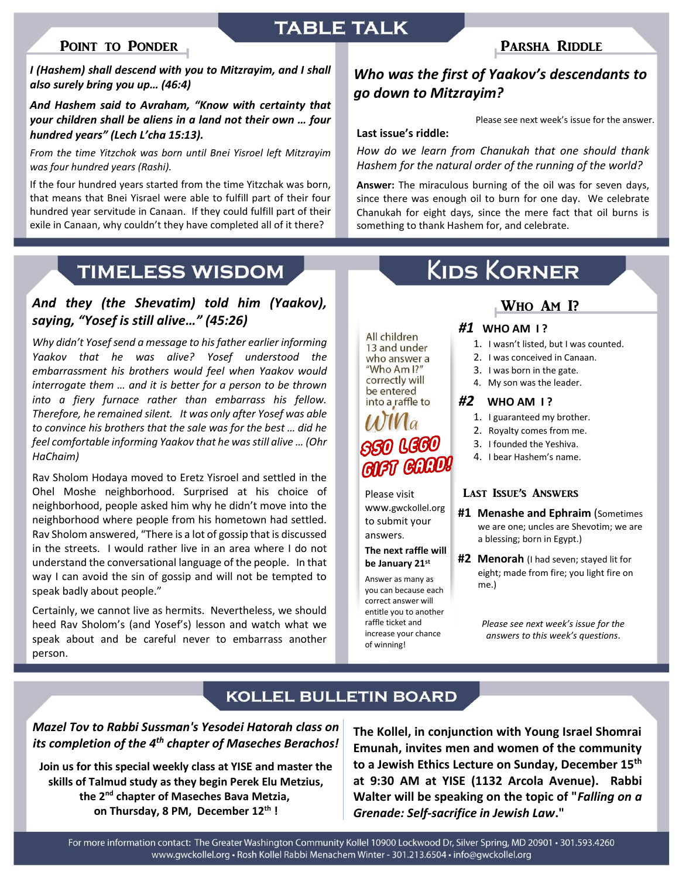# TABLE TALK

## Point to Ponder

***I (Hashem) shall descend with you to Mitzrayim, and I shall also surely bring you up… (46:4)***

***And Hashem said to Avraham, "Know with certainty that your children shall be aliens in a land not their own … four hundred years" (Lech L'cha 15:13).***

*From the time Yitzchok was born until Bnei Yisroel left Mitzrayim was four hundred years (Rashi).*

If the four hundred years started from the time Yitzchak was born, that means that Bnei Yisrael were able to fulfill part of their four hundred year servitude in Canaan. If they could fulfill part of their exile in Canaan, why couldn't they have completed all of it there?

## Parsha Riddle

***Who was the first of Yaakov's descendants to go down to Mitzrayim?***

Please see next week's issue for the answer.

**Last issue's riddle:**

*How do we learn from Chanukah that one should thank Hashem for the natural order of the running of the world?*

**Answer:** The miraculous burning of the oil was for seven days, since there was enough oil to burn for one day. We celebrate Chanukah for eight days, since the mere fact that oil burns is something to thank Hashem for, and celebrate.

# TIMELESS WISDOM

***And they (the Shevatim) told him (Yaakov), saying, "Yosef is still alive…" (45:26)***

*Why didn't Yosef send a message to his father earlier informing Yaakov that he was alive? Yosef understood the embarrassment his brothers would feel when Yaakov would interrogate them … and it is better for a person to be thrown into a fiery furnace rather than embarrass his fellow. Therefore, he remained silent. It was only after Yosef was able to convince his brothers that the sale was for the best … did he feel comfortable informing Yaakov that he was still alive … (Ohr HaChaim)*

Rav Sholom Hodaya moved to Eretz Yisroel and settled in the Ohel Moshe neighborhood. Surprised at his choice of neighborhood, people asked him why he didn't move into the neighborhood where people from his hometown had settled. Rav Sholom answered, "There is a lot of gossip that is discussed in the streets. I would rather live in an area where I do not understand the conversational language of the people. In that way I can avoid the sin of gossip and will not be tempted to speak badly about people."

Certainly, we cannot live as hermits. Nevertheless, we should heed Rav Sholom's (and Yosef's) lesson and watch what we speak about and be careful never to embarrass another person.

# Kids Korner

All children 13 and under who answer a "Who Am I?" correctly will be entered into a raffle to

**Win a $50 LEGO Gift Card!**

Please visit www.gwckollel.org to submit your answers.

**The next raffle will be January 21st**

Answer as many as you can because each correct answer will entitle you to another raffle ticket and increase your chance of winning!

## Who Am I?

### #1 WHO AM I?

1. I wasn't listed, but I was counted.
2. I was conceived in Canaan.
3. I was born in the gate.
4. My son was the leader.

### #2 WHO AM I?

1. I guaranteed my brother.
2. Royalty comes from me.
3. I founded the Yeshiva.
4. I bear Hashem's name.

## Last Issue's Answers

**#1 Menashe and Ephraim** (Sometimes we are one; uncles are Shevotim; we are a blessing; born in Egypt.)

**#2 Menorah** (I had seven; stayed lit for eight; made from fire; you light fire on me.)

*Please see next week's issue for the answers to this week's questions.*

# KOLLEL BULLETIN BOARD

***Mazel Tov to Rabbi Sussman's Yesodei Hatorah class on its completion of the 4th chapter of Maseches Berachos!***

**Join us for this special weekly class at YISE and master the skills of Talmud study as they begin Perek Elu Metzius, the 2nd chapter of Maseches Bava Metzia, on Thursday, 8 PM, December 12th !**

**The Kollel, in conjunction with Young Israel Shomrai Emunah, invites men and women of the community to a Jewish Ethics Lecture on Sunday, December 15th at 9:30 AM at YISE (1132 Arcola Avenue). Rabbi Walter will be speaking on the topic of "*Falling on a Grenade: Self-sacrifice in Jewish Law*."**

For more information contact: The Greater Washington Community Kollel 10900 Lockwood Dr, Silver Spring, MD 20901 • 301.593.4260
www.gwckollel.org • Rosh Kollel Rabbi Menachem Winter - 301.213.6504 • info@gwckollel.org